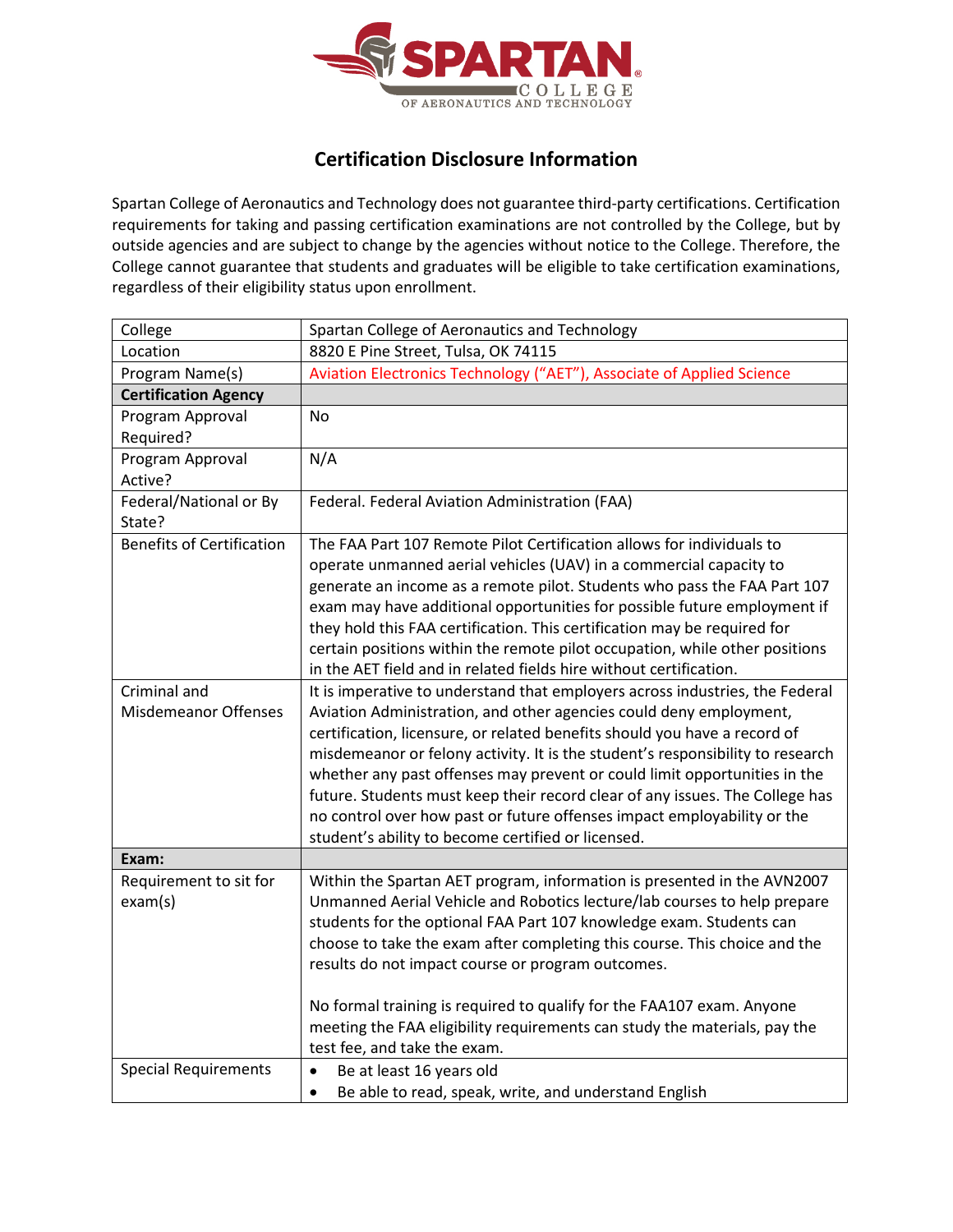# Certification Disclosure Information

Spartan College of Aeronautics and Technology does not guarantee third-party certifications. Certification requirements for taking and passing certification examinations are not controlled by the College, but by outside agencies and are subject to change by the agencies without notice to the College. Therefore, the College cannot guarantee that students and graduates will be eligible to take certification examinations, regardless of their eligibility status upon enrollment.

| College | Spartan College of Aeronautics and Technology |
|---|---|
| Location | 8820 E Pine Street, Tulsa, OK 74115 |
| Program Name(s) | Aviation Electronics Technology ("AET"), Associate of Applied Science |
| **Certification Agency** | |
| Program Approval Required? | No |
| Program Approval Active? | N/A |
| Federal/National or By State? | Federal. Federal Aviation Administration (FAA) |
| Benefits of Certification | The FAA Part 107 Remote Pilot Certification allows for individuals to operate unmanned aerial vehicles (UAV) in a commercial capacity to generate an income as a remote pilot. Students who pass the FAA Part 107 exam may have additional opportunities for possible future employment if they hold this FAA certification. This certification may be required for certain positions within the remote pilot occupation, while other positions in the AET field and in related fields hire without certification. |
| Criminal and Misdemeanor Offenses | It is imperative to understand that employers across industries, the Federal Aviation Administration, and other agencies could deny employment, certification, licensure, or related benefits should you have a record of misdemeanor or felony activity. It is the student's responsibility to research whether any past offenses may prevent or could limit opportunities in the future. Students must keep their record clear of any issues. The College has no control over how past or future offenses impact employability or the student's ability to become certified or licensed. |
| **Exam:** | |
| Requirement to sit for exam(s) | Within the Spartan AET program, information is presented in the AVN2007 Unmanned Aerial Vehicle and Robotics lecture/lab courses to help prepare students for the optional FAA Part 107 knowledge exam. Students can choose to take the exam after completing this course. This choice and the results do not impact course or program outcomes.<br><br>No formal training is required to qualify for the FAA107 exam. Anyone meeting the FAA eligibility requirements can study the materials, pay the test fee, and take the exam. |
| Special Requirements | • Be at least 16 years old<br>• Be able to read, speak, write, and understand English |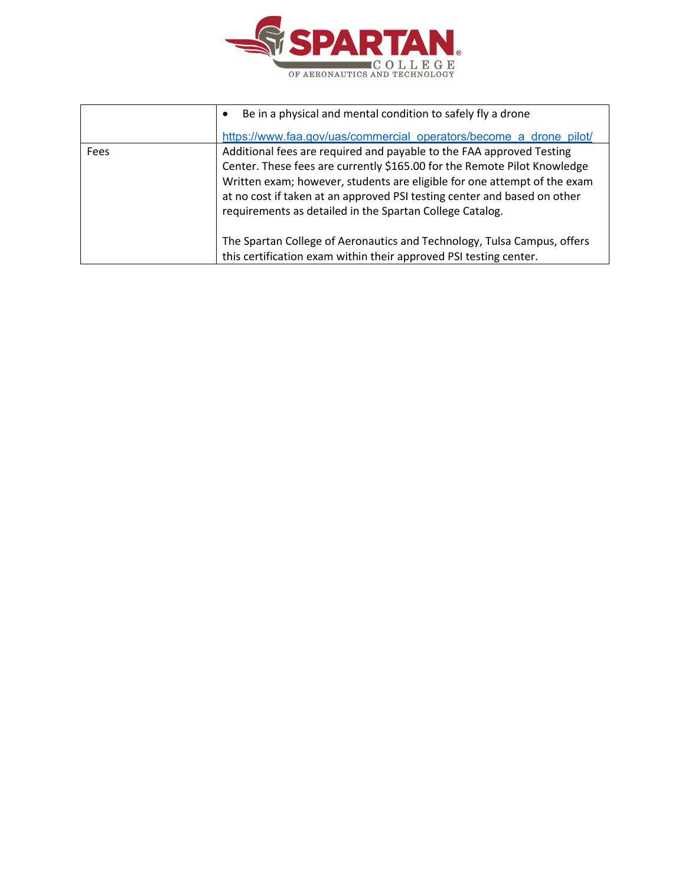| | |
|---|---|
| | • Be in a physical and mental condition to safely fly a drone<br><br>https://www.faa.gov/uas/commercial_operators/become_a_drone_pilot/ |
| Fees | Additional fees are required and payable to the FAA approved Testing Center. These fees are currently $165.00 for the Remote Pilot Knowledge Written exam; however, students are eligible for one attempt of the exam at no cost if taken at an approved PSI testing center and based on other requirements as detailed in the Spartan College Catalog.<br><br>The Spartan College of Aeronautics and Technology, Tulsa Campus, offers this certification exam within their approved PSI testing center. |